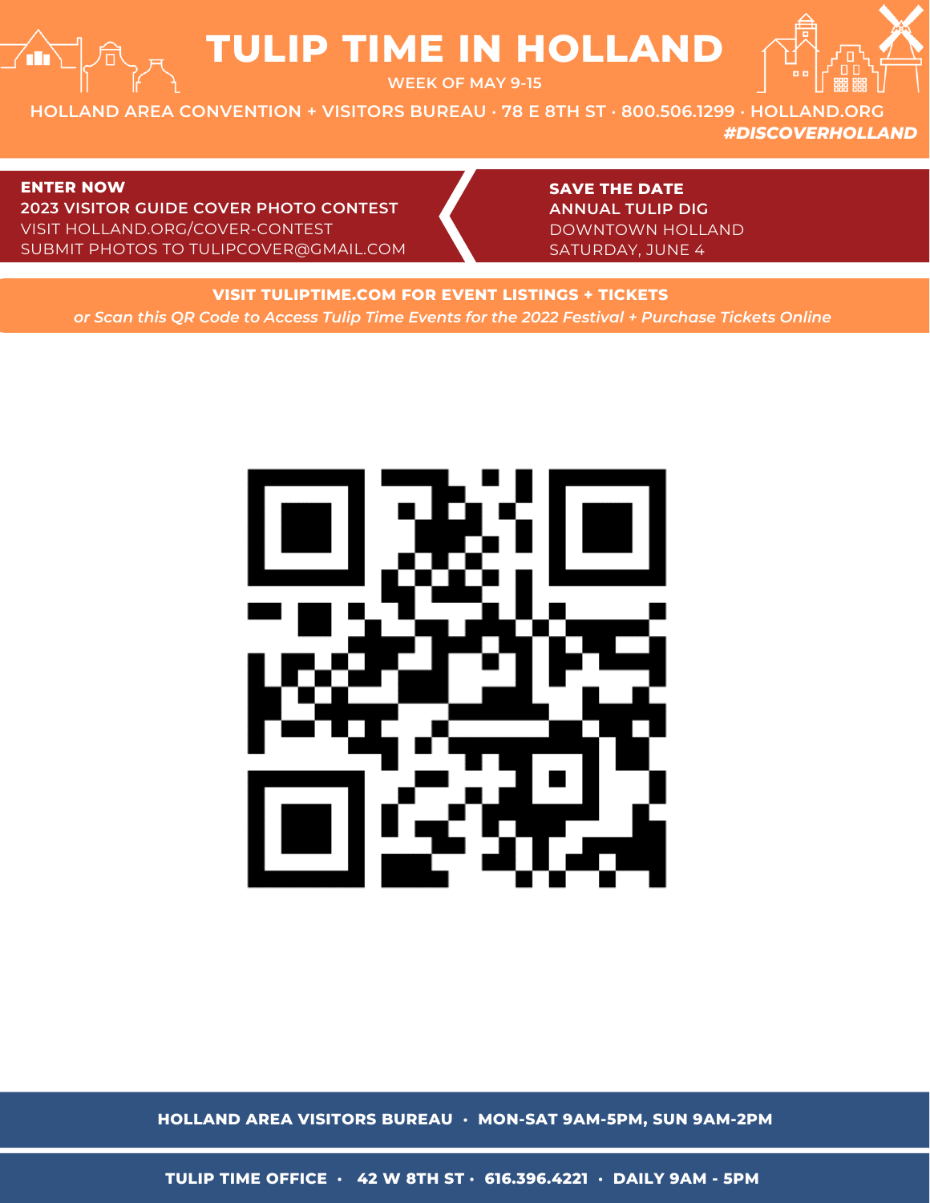# TULIP TIME IN HOLLAND

WEEK OF MAY 9-15

HOLLAND AREA CONVENTION + VISITORS BUREAU · 78 E 8TH ST · 800.506.1299 · HOLLAND.ORG

***#DISCOVERHOLLAND***

**ENTER NOW**
**2023 VISITOR GUIDE COVER PHOTO CONTEST**
VISIT HOLLAND.ORG/COVER-CONTEST
SUBMIT PHOTOS TO TULIPCOVER@GMAIL.COM

**SAVE THE DATE**
**ANNUAL TULIP DIG**
DOWNTOWN HOLLAND
SATURDAY, JUNE 4

**VISIT TULIPTIME.COM FOR EVENT LISTINGS + TICKETS**

*or Scan this QR Code to Access Tulip Time Events for the 2022 Festival + Purchase Tickets Online*

**HOLLAND AREA VISITORS BUREAU · MON-SAT 9AM-5PM, SUN 9AM-2PM**

**TULIP TIME OFFICE · 42 W 8TH ST · 616.396.4221 · DAILY 9AM - 5PM**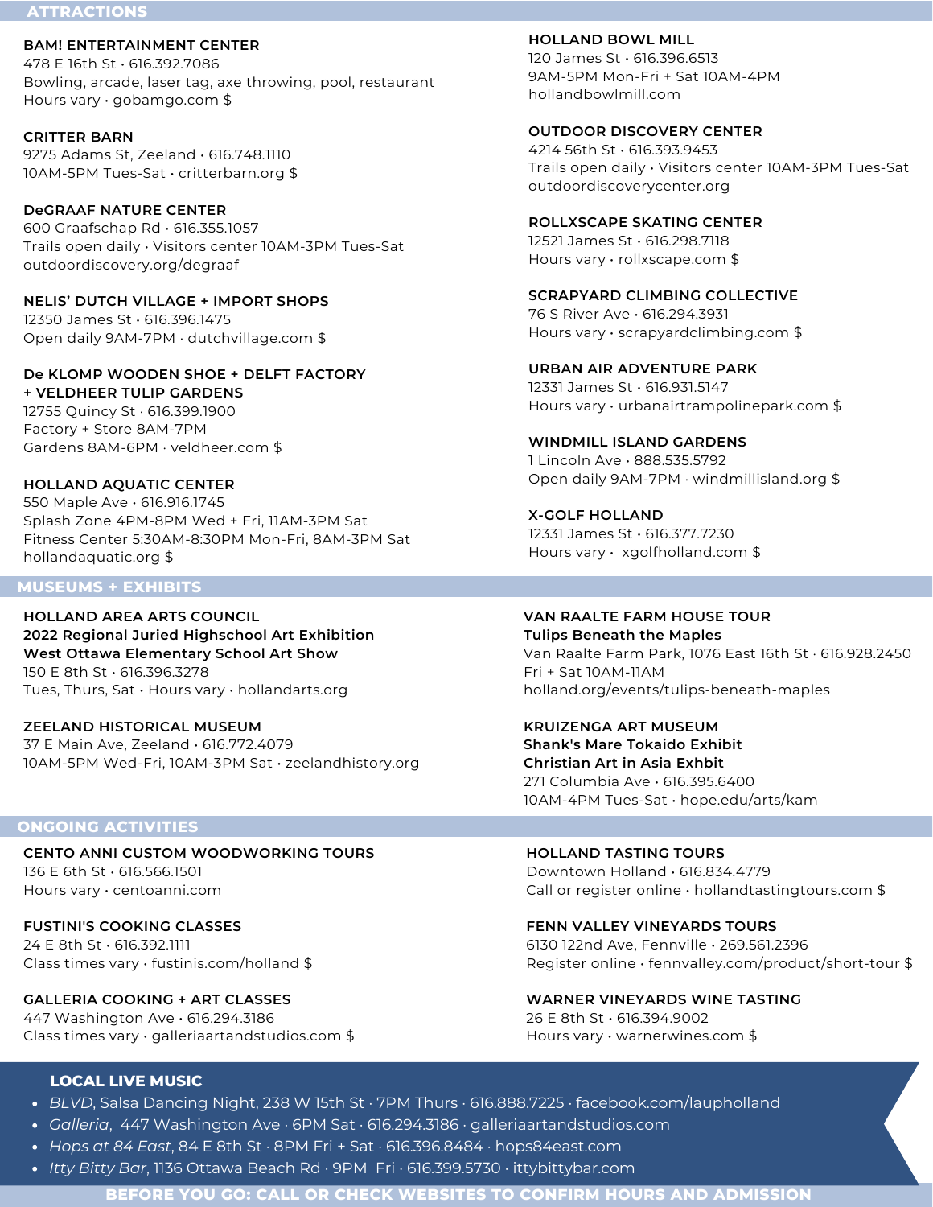## ATTRACTIONS

**BAM! ENTERTAINMENT CENTER**
478 E 16th St • 616.392.7086
Bowling, arcade, laser tag, axe throwing, pool, restaurant
Hours vary • gobamgo.com $

**CRITTER BARN**
9275 Adams St, Zeeland • 616.748.1110
10AM-5PM Tues-Sat • critterbarn.org $

**DeGRAAF NATURE CENTER**
600 Graafschap Rd • 616.355.1057
Trails open daily • Visitors center 10AM-3PM Tues-Sat
outdoordiscovery.org/degraaf

**NELIS' DUTCH VILLAGE + IMPORT SHOPS**
12350 James St • 616.396.1475
Open daily 9AM-7PM · dutchvillage.com $

**De KLOMP WOODEN SHOE + DELFT FACTORY + VELDHEER TULIP GARDENS**
12755 Quincy St · 616.399.1900
Factory + Store 8AM-7PM
Gardens 8AM-6PM · veldheer.com $

**HOLLAND AQUATIC CENTER**
550 Maple Ave • 616.916.1745
Splash Zone 4PM-8PM Wed + Fri, 11AM-3PM Sat
Fitness Center 5:30AM-8:30PM Mon-Fri, 8AM-3PM Sat
hollandaquatic.org $

**HOLLAND BOWL MILL**
120 James St • 616.396.6513
9AM-5PM Mon-Fri + Sat 10AM-4PM
hollandbowlmill.com

**OUTDOOR DISCOVERY CENTER**
4214 56th St • 616.393.9453
Trails open daily • Visitors center 10AM-3PM Tues-Sat
outdoordiscoverycenter.org

**ROLLXSCAPE SKATING CENTER**
12521 James St • 616.298.7118
Hours vary • rollxscape.com $

**SCRAPYARD CLIMBING COLLECTIVE**
76 S River Ave • 616.294.3931
Hours vary • scrapyardclimbing.com $

**URBAN AIR ADVENTURE PARK**
12331 James St • 616.931.5147
Hours vary • urbanairtrampolinepark.com $

**WINDMILL ISLAND GARDENS**
1 Lincoln Ave • 888.535.5792
Open daily 9AM-7PM · windmillisland.org $

**X-GOLF HOLLAND**
12331 James St • 616.377.7230
Hours vary • xgolfholland.com $

## MUSEUMS + EXHIBITS

**HOLLAND AREA ARTS COUNCIL**
**2022 Regional Juried Highschool Art Exhibition**
**West Ottawa Elementary School Art Show**
150 E 8th St • 616.396.3278
Tues, Thurs, Sat • Hours vary • hollandarts.org

**ZEELAND HISTORICAL MUSEUM**
37 E Main Ave, Zeeland • 616.772.4079
10AM-5PM Wed-Fri, 10AM-3PM Sat • zeelandhistory.org

**VAN RAALTE FARM HOUSE TOUR**
**Tulips Beneath the Maples**
Van Raalte Farm Park, 1076 East 16th St · 616.928.2450
Fri + Sat 10AM-11AM
holland.org/events/tulips-beneath-maples

**KRUIZENGA ART MUSEUM**
**Shank's Mare Tokaido Exhibit**
**Christian Art in Asia Exhbit**
271 Columbia Ave • 616.395.6400
10AM-4PM Tues-Sat • hope.edu/arts/kam

## ONGOING ACTIVITIES

**CENTO ANNI CUSTOM WOODWORKING TOURS**
136 E 6th St • 616.566.1501
Hours vary • centoanni.com

**FUSTINI'S COOKING CLASSES**
24 E 8th St • 616.392.1111
Class times vary • fustinis.com/holland $

**GALLERIA COOKING + ART CLASSES**
447 Washington Ave • 616.294.3186
Class times vary • galleriaartandstudios.com $

**HOLLAND TASTING TOURS**
Downtown Holland • 616.834.4779
Call or register online • hollandtastingtours.com $

**FENN VALLEY VINEYARDS TOURS**
6130 122nd Ave, Fennville • 269.561.2396
Register online • fennvalley.com/product/short-tour $

**WARNER VINEYARDS WINE TASTING**
26 E 8th St • 616.394.9002
Hours vary • warnerwines.com $

## LOCAL LIVE MUSIC

- *BLVD*, Salsa Dancing Night, 238 W 15th St · 7PM Thurs · 616.888.7225 · facebook.com/lauph­olland
- *Galleria*, 447 Washington Ave · 6PM Sat · 616.294.3186 · galleriaartandstudios.com
- *Hops at 84 East*, 84 E 8th St · 8PM Fri + Sat · 616.396.8484 · hops84east.com
- *Itty Bitty Bar*, 1136 Ottawa Beach Rd · 9PM Fri · 616.399.5730 · ittybittybar.com

**BEFORE YOU GO: CALL OR CHECK WEBSITES TO CONFIRM HOURS AND ADMISSION**